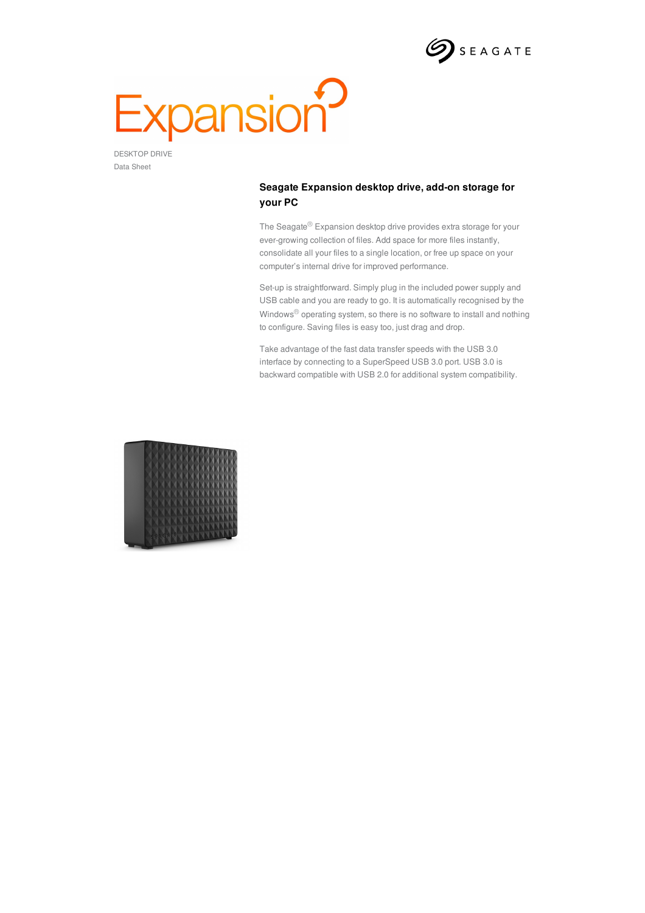SEAGATE

# Expansion

DESKTOP DRIVE

Data Sheet

## Seagate Expansion desktop drive, add-on storage for your PC

The Seagate® Expansion desktop drive provides extra storage for your ever-growing collection of files. Add space for more files instantly, consolidate all your files to a single location, or free up space on your computer's internal drive for improved performance.

Set-up is straightforward. Simply plug in the included power supply and USB cable and you are ready to go. It is automatically recognised by the Windows® operating system, so there is no software to install and nothing to configure. Saving files is easy too, just drag and drop.

Take advantage of the fast data transfer speeds with the USB 3.0 interface by connecting to a SuperSpeed USB 3.0 port. USB 3.0 is backward compatible with USB 2.0 for additional system compatibility.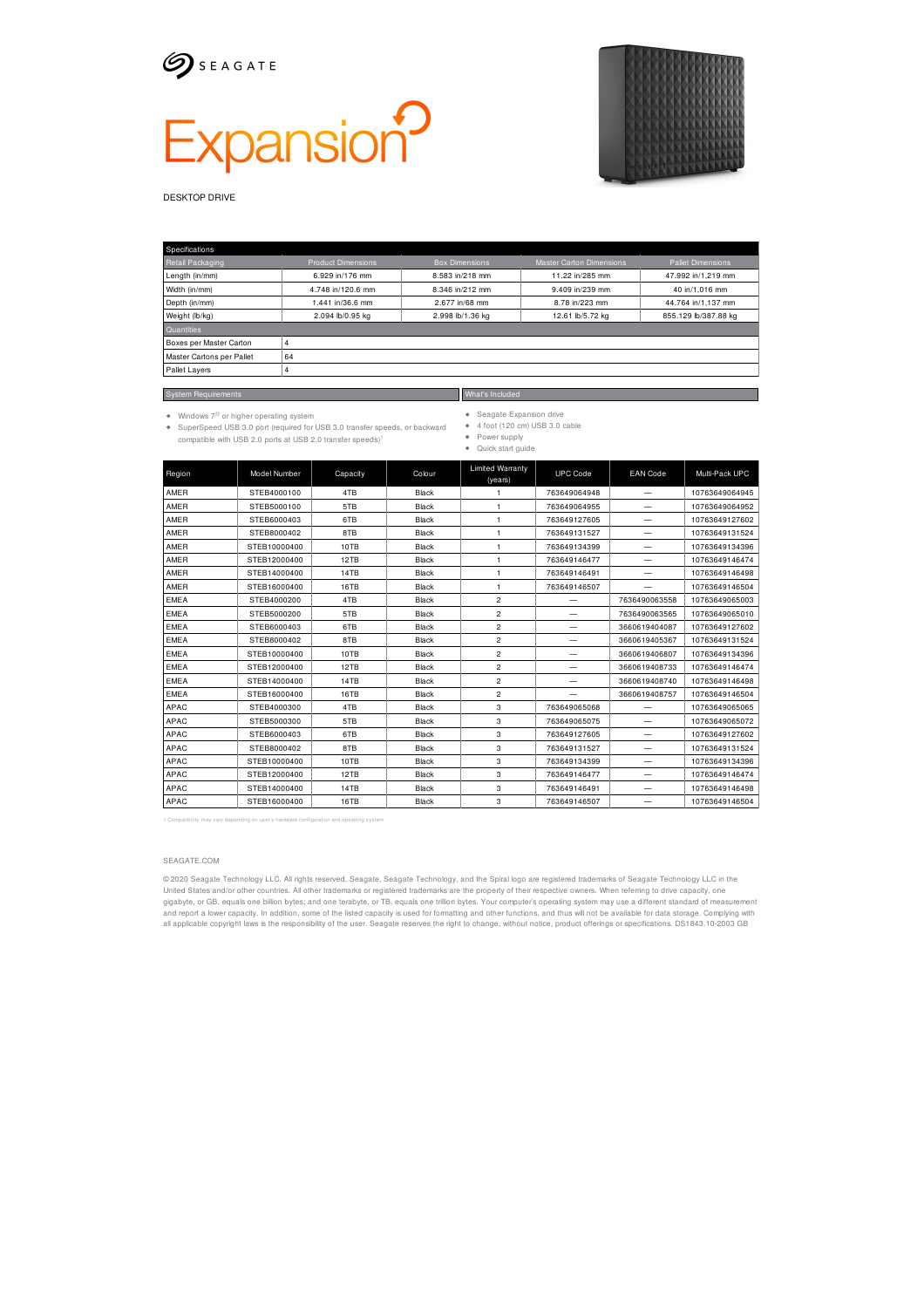SEAGATE

# Expansion

DESKTOP DRIVE

| Specifications | | | | |
|---|---|---|---|---|
| Retail Packaging | Product Dimensions | Box Dimensions | Master Carton Dimensions | Pallet Dimensions |
| Length (in/mm) | 6.929 in/176 mm | 8.583 in/218 mm | 11.22 in/285 mm | 47.992 in/1,219 mm |
| Width (in/mm) | 4.748 in/120.6 mm | 8.346 in/212 mm | 9.409 in/239 mm | 40 in/1,016 mm |
| Depth (in/mm) | 1.441 in/36.6 mm | 2.677 in/68 mm | 8.78 in/223 mm | 44.764 in/1,137 mm |
| Weight (lb/kg) | 2.094 lb/0.95 kg | 2.998 lb/1.36 kg | 12.61 lb/5.72 kg | 855.129 lb/387.88 kg |
| Quantities | | | | |
| Boxes per Master Carton | 4 | | | |
| Master Cartons per Pallet | 64 | | | |
| Pallet Layers | 4 | | | |

**System Requirements**

- Windows 7® or higher operating system
- SuperSpeed USB 3.0 port (required for USB 3.0 transfer speeds, or backward compatible with USB 2.0 ports at USB 2.0 transfer speeds)[1]

**What's Included**

- Seagate Expansion drive
- 4 foot (120 cm) USB 3.0 cable
- Power supply
- Quick start guide

| Region | Model Number | Capacity | Colour | Limited Warranty (years) | UPC Code | EAN Code | Multi-Pack UPC |
|---|---|---|---|---|---|---|---|
| AMER | STEB4000100 | 4TB | Black | 1 | 763649064948 | — | 10763649064945 |
| AMER | STEB5000100 | 5TB | Black | 1 | 763649064955 | — | 10763649064952 |
| AMER | STEB6000403 | 6TB | Black | 1 | 763649127605 | — | 10763649127602 |
| AMER | STEB8000402 | 8TB | Black | 1 | 763649131527 | — | 10763649131524 |
| AMER | STEB10000400 | 10TB | Black | 1 | 763649134399 | — | 10763649134396 |
| AMER | STEB12000400 | 12TB | Black | 1 | 763649146477 | — | 10763649146474 |
| AMER | STEB14000400 | 14TB | Black | 1 | 763649146491 | — | 10763649146498 |
| AMER | STEB16000400 | 16TB | Black | 1 | 763649146507 | — | 10763649146504 |
| EMEA | STEB4000200 | 4TB | Black | 2 | — | 7636490063558 | 10763649065003 |
| EMEA | STEB5000200 | 5TB | Black | 2 | — | 7636490063565 | 10763649065010 |
| EMEA | STEB6000403 | 6TB | Black | 2 | — | 3660619404087 | 10763649127602 |
| EMEA | STEB8000402 | 8TB | Black | 2 | — | 3660619405367 | 10763649131524 |
| EMEA | STEB10000400 | 10TB | Black | 2 | — | 3660619406807 | 10763649134396 |
| EMEA | STEB12000400 | 12TB | Black | 2 | — | 3660619408733 | 10763649146474 |
| EMEA | STEB14000400 | 14TB | Black | 2 | — | 3660619408740 | 10763649146498 |
| EMEA | STEB16000400 | 16TB | Black | 2 | — | 3660619408757 | 10763649146504 |
| APAC | STEB4000300 | 4TB | Black | 3 | 763649065068 | — | 10763649065065 |
| APAC | STEB5000300 | 5TB | Black | 3 | 763649065075 | — | 10763649065072 |
| APAC | STEB6000403 | 6TB | Black | 3 | 763649127605 | — | 10763649127602 |
| APAC | STEB8000402 | 8TB | Black | 3 | 763649131527 | — | 10763649131524 |
| APAC | STEB10000400 | 10TB | Black | 3 | 763649134399 | — | 10763649134396 |
| APAC | STEB12000400 | 12TB | Black | 3 | 763649146477 | — | 10763649146474 |
| APAC | STEB14000400 | 14TB | Black | 3 | 763649146491 | — | 10763649146498 |
| APAC | STEB16000400 | 16TB | Black | 3 | 763649146507 | — | 10763649146504 |

1 Compatibility may vary depending on user's hardware configuration and operating system.

SEAGATE.COM

© 2020 Seagate Technology LLC. All rights reserved. Seagate, Seagate Technology, and the Spiral logo are registered trademarks of Seagate Technology LLC in the United States and/or other countries. All other trademarks or registered trademarks are the property of their respective owners. When referring to drive capacity, one gigabyte, or GB, equals one billion bytes; and one terabyte, or TB, equals one trillion bytes. Your computer's operating system may use a different standard of measurement and report a lower capacity. In addition, some of the listed capacity is used for formatting and other functions, and thus will not be available for data storage. Complying with all applicable copyright laws is the responsibility of the user. Seagate reserves the right to change, without notice, product offerings or specifications. DS1843.10-2003 GB